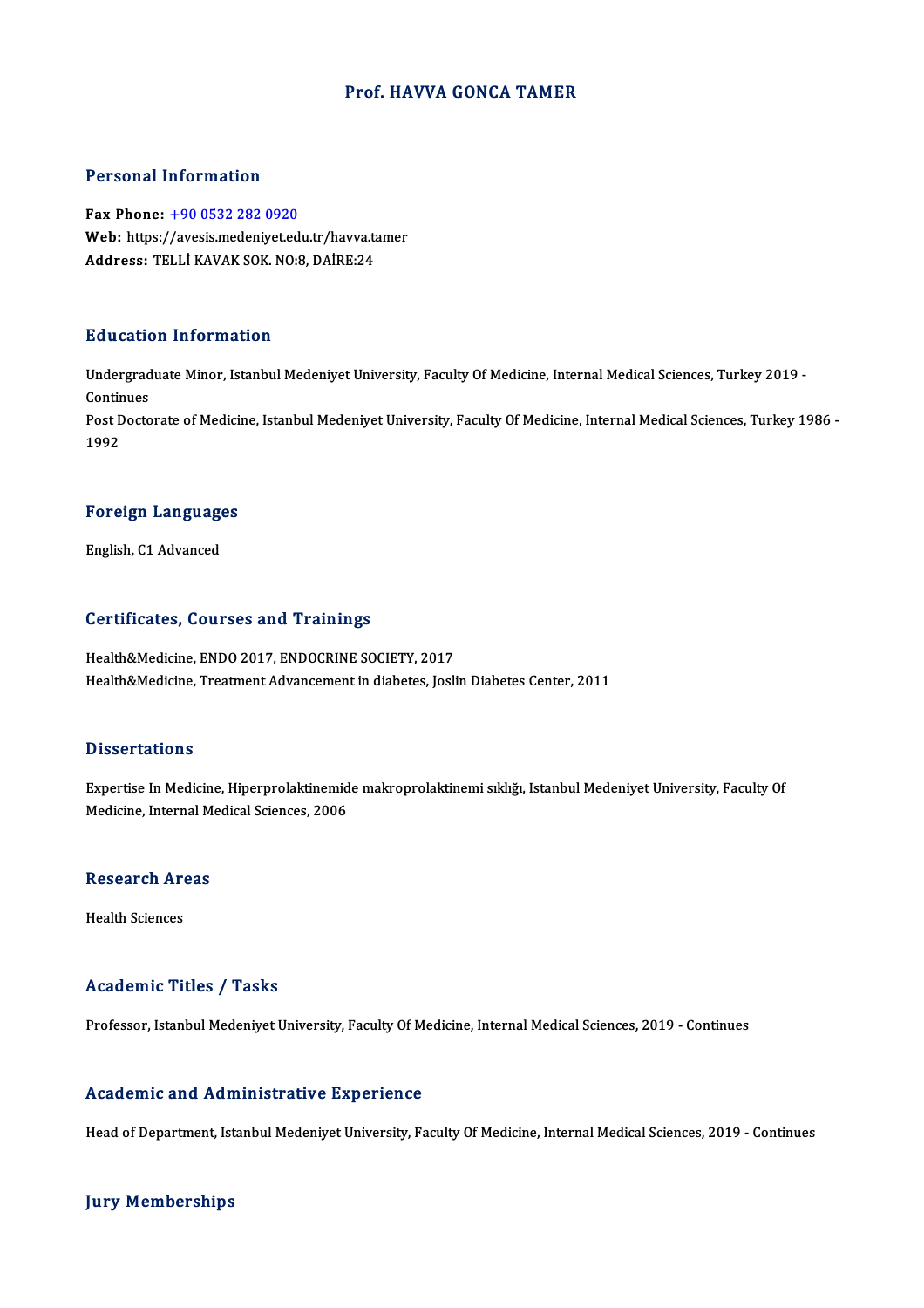# Prof. HAVVA GONCA TAMER

## Personal Information

**Fax Phone:** +90 0532 282 0920
**Web:** https://avesis.medeniyet.edu.tr/havva.tamer
**Address:** TELLİ KAVAK SOK. NO:8, DAİRE:24

## Education Information

Undergraduate Minor, Istanbul Medeniyet University, Faculty Of Medicine, Internal Medical Sciences, Turkey 2019 - Continues

Post Doctorate of Medicine, Istanbul Medeniyet University, Faculty Of Medicine, Internal Medical Sciences, Turkey 1986 - 1992

## Foreign Languages

English, C1 Advanced

## Certificates, Courses and Trainings

Health&Medicine, ENDO 2017, ENDOCRINE SOCIETY, 2017
Health&Medicine, Treatment Advancement in diabetes, Joslin Diabetes Center, 2011

## Dissertations

Expertise In Medicine, Hiperprolaktinemide makroprolaktinemi sıklığı, Istanbul Medeniyet University, Faculty Of Medicine, Internal Medical Sciences, 2006

## Research Areas

Health Sciences

## Academic Titles / Tasks

Professor, Istanbul Medeniyet University, Faculty Of Medicine, Internal Medical Sciences, 2019 - Continues

## Academic and Administrative Experience

Head of Department, Istanbul Medeniyet University, Faculty Of Medicine, Internal Medical Sciences, 2019 - Continues

## Jury Memberships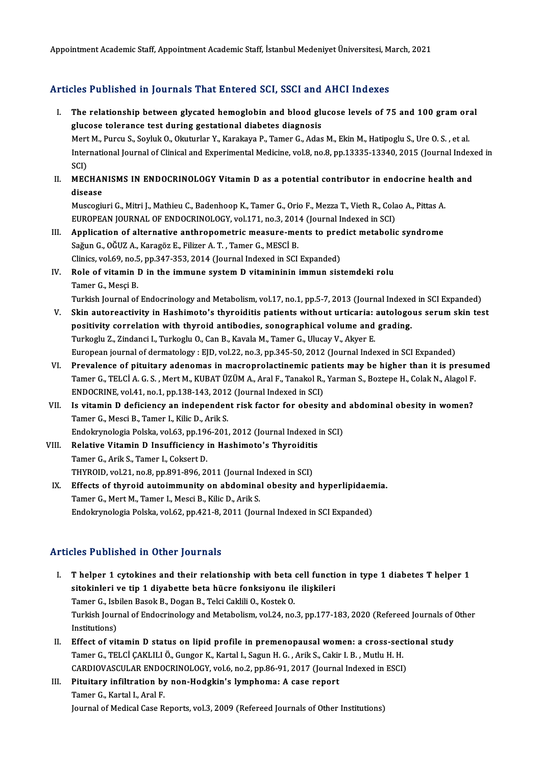Appointment Academic Staff, Appointment Academic Staff, İstanbul Medeniyet Üniversitesi, March, 2021

## Articles Published in Journals That Entered SCI, SSCI and AHCI Indexes

I. **The relationship between glycated hemoglobin and blood glucose levels of 75 and 100 gram oral glucose tolerance test during gestational diabetes diagnosis**
Mert M., Purcu S., Soyluk O., Okuturlar Y., Karakaya P., Tamer G., Adas M., Ekin M., Hatipoglu S., Ure O. S. , et al.
International Journal of Clinical and Experimental Medicine, vol.8, no.8, pp.13335-13340, 2015 (Journal Indexed in SCI)

II. **MECHANISMS IN ENDOCRINOLOGY Vitamin D as a potential contributor in endocrine health and disease**
Muscogiuri G., Mitri J., Mathieu C., Badenhoop K., Tamer G., Orio F., Mezza T., Vieth R., Colao A., Pittas A.
EUROPEAN JOURNAL OF ENDOCRINOLOGY, vol.171, no.3, 2014 (Journal Indexed in SCI)

III. **Application of alternative anthropometric measure-ments to predict metabolic syndrome**
Sağun G., OĞUZ A., Karagöz E., Filizer A. T. , Tamer G., MESCİ B.
Clinics, vol.69, no.5, pp.347-353, 2014 (Journal Indexed in SCI Expanded)

IV. **Role of vitamin D in the immune system D vitamininin immun sistemdeki rolu**
Tamer G., Mesçi B.
Turkish Journal of Endocrinology and Metabolism, vol.17, no.1, pp.5-7, 2013 (Journal Indexed in SCI Expanded)

V. **Skin autoreactivity in Hashimoto's thyroiditis patients without urticaria: autologous serum skin test positivity correlation with thyroid antibodies, sonographical volume and grading.**
Turkoglu Z., Zindanci I., Turkoglu O., Can B., Kavala M., Tamer G., Ulucay V., Akyer E.
European journal of dermatology : EJD, vol.22, no.3, pp.345-50, 2012 (Journal Indexed in SCI Expanded)

VI. **Prevalence of pituitary adenomas in macroprolactinemic patients may be higher than it is presumed**
Tamer G., TELCİ A. G. S. , Mert M., KUBAT ÜZÜM A., Aral F., Tanakol R., Yarman S., Boztepe H., Colak N., Alagol F.
ENDOCRINE, vol.41, no.1, pp.138-143, 2012 (Journal Indexed in SCI)

VII. **Is vitamin D deficiency an independent risk factor for obesity and abdominal obesity in women?**
Tamer G., Mesci B., Tamer I., Kilic D., Arik S.
Endokrynologia Polska, vol.63, pp.196-201, 2012 (Journal Indexed in SCI)

VIII. **Relative Vitamin D Insufficiency in Hashimoto's Thyroiditis**
Tamer G., Arik S., Tamer I., Coksert D.
THYROID, vol.21, no.8, pp.891-896, 2011 (Journal Indexed in SCI)

IX. **Effects of thyroid autoimmunity on abdominal obesity and hyperlipidaemia.**
Tamer G., Mert M., Tamer I., Mesci B., Kilic D., Arik S.
Endokrynologia Polska, vol.62, pp.421-8, 2011 (Journal Indexed in SCI Expanded)

## Articles Published in Other Journals

I. **T helper 1 cytokines and their relationship with beta cell function in type 1 diabetes T helper 1 sitokinleri ve tip 1 diyabette beta hücre fonksiyonu ile ilişkileri**
Tamer G., Isbilen Basok B., Dogan B., Telci Caklili O., Kostek O.
Turkish Journal of Endocrinology and Metabolism, vol.24, no.3, pp.177-183, 2020 (Refereed Journals of Other Institutions)

II. **Effect of vitamin D status on lipid profile in premenopausal women: a cross-sectional study**
Tamer G., TELCİ ÇAKLILI Ö., Gungor K., Kartal I., Sagun H. G. , Arik S., Cakir I. B. , Mutlu H. H.
CARDIOVASCULAR ENDOCRINOLOGY, vol.6, no.2, pp.86-91, 2017 (Journal Indexed in ESCI)

III. **Pituitary infiltration by non-Hodgkin's lymphoma: A case report**
Tamer G., Kartal I., Aral F.
Journal of Medical Case Reports, vol.3, 2009 (Refereed Journals of Other Institutions)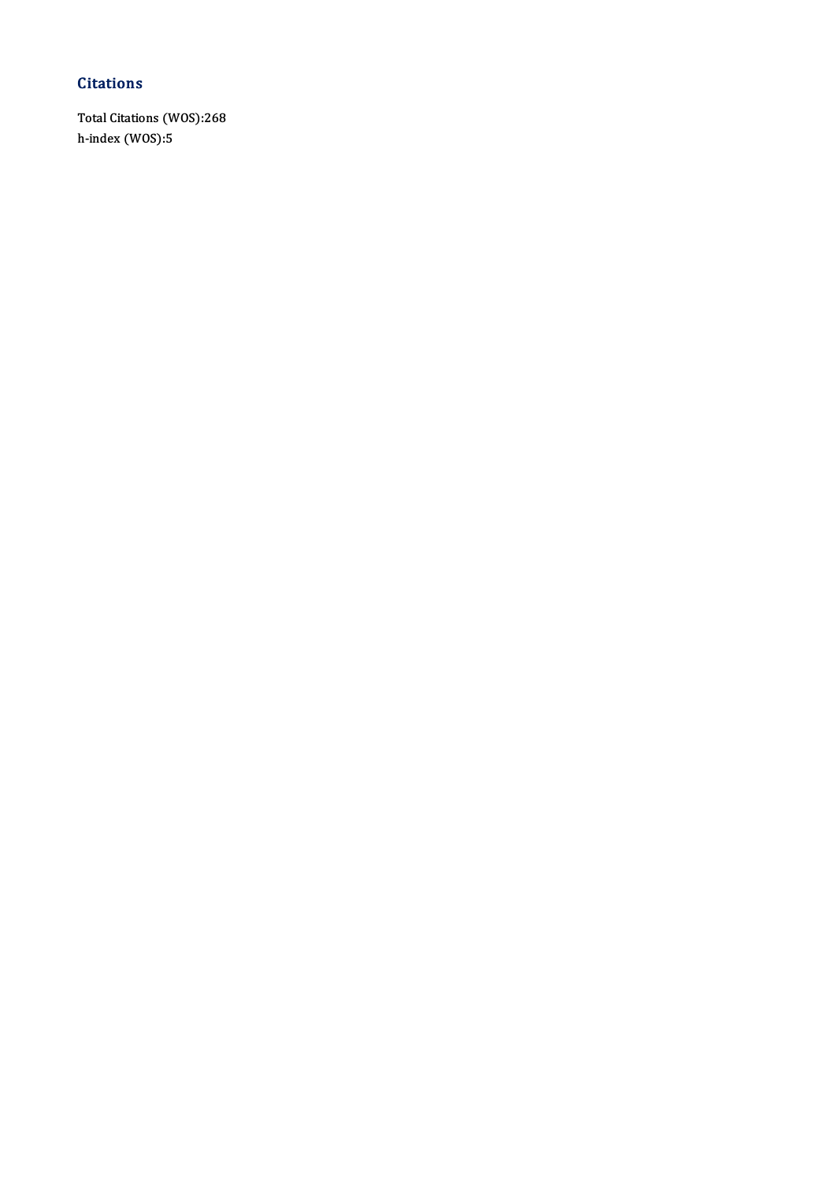## Citations

Total Citations (WOS):268
h-index (WOS):5